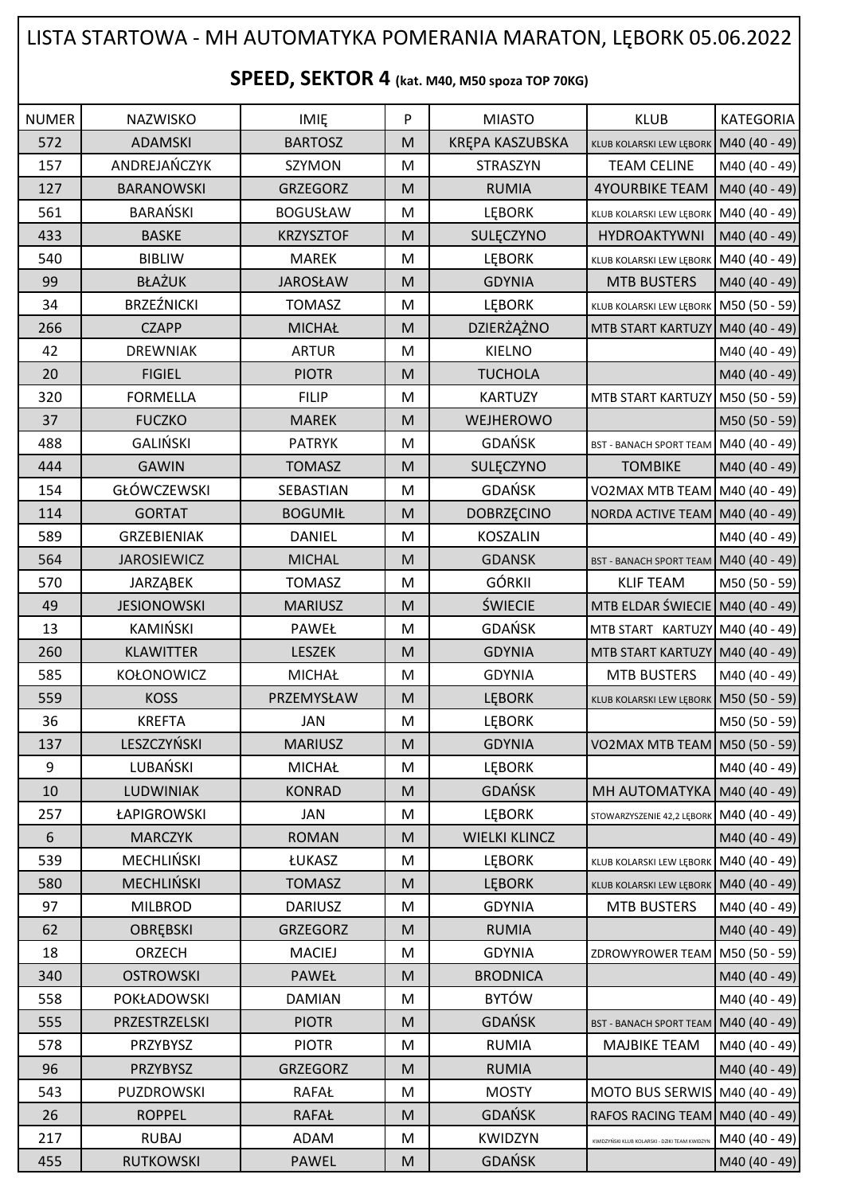# LISTA STARTOWA - MH AUTOMATYKA POMERANIA MARATON, LĘBORK 05.06.2022

## SPEED, SEKTOR 4 (kat. M40, M50 spoza TOP 70KG)

| NUMER | NAZWISKO | IMIĘ | P | MIASTO | KLUB | KATEGORIA |
|---|---|---|---|---|---|---|
| 572 | ADAMSKI | BARTOSZ | M | KRĘPA KASZUBSKA | KLUB KOLARSKI LEW LĘBORK | M40 (40 - 49) |
| 157 | ANDREJAŃCZYK | SZYMON | M | STRASZYN | TEAM CELINE | M40 (40 - 49) |
| 127 | BARANOWSKI | GRZEGORZ | M | RUMIA | 4YOURBIKE TEAM | M40 (40 - 49) |
| 561 | BARAŃSKI | BOGUSŁAW | M | LĘBORK | KLUB KOLARSKI LEW LĘBORK | M40 (40 - 49) |
| 433 | BASKE | KRZYSZTOF | M | SULĘCZYNO | HYDROAKTYWNI | M40 (40 - 49) |
| 540 | BIBLIW | MAREK | M | LĘBORK | KLUB KOLARSKI LEW LĘBORK | M40 (40 - 49) |
| 99 | BŁAŻUK | JAROSŁAW | M | GDYNIA | MTB BUSTERS | M40 (40 - 49) |
| 34 | BRZEŹNICKI | TOMASZ | M | LĘBORK | KLUB KOLARSKI LEW LĘBORK | M50 (50 - 59) |
| 266 | CZAPP | MICHAŁ | M | DZIERŻĄŻNO | MTB START KARTUZY | M40 (40 - 49) |
| 42 | DREWNIAK | ARTUR | M | KIELNO | | M40 (40 - 49) |
| 20 | FIGIEL | PIOTR | M | TUCHOLA | | M40 (40 - 49) |
| 320 | FORMELLA | FILIP | M | KARTUZY | MTB START KARTUZY | M50 (50 - 59) |
| 37 | FUCZKO | MAREK | M | WEJHEROWO | | M50 (50 - 59) |
| 488 | GALIŃSKI | PATRYK | M | GDAŃSK | BST - BANACH SPORT TEAM | M40 (40 - 49) |
| 444 | GAWIN | TOMASZ | M | SULĘCZYNO | TOMBIKE | M40 (40 - 49) |
| 154 | GŁÓWCZEWSKI | SEBASTIAN | M | GDAŃSK | VO2MAX MTB TEAM | M40 (40 - 49) |
| 114 | GORTAT | BOGUMIŁ | M | DOBRZĘCINO | NORDA ACTIVE TEAM | M40 (40 - 49) |
| 589 | GRZEBIENIAK | DANIEL | M | KOSZALIN | | M40 (40 - 49) |
| 564 | JAROSIEWICZ | MICHAL | M | GDANSK | BST - BANACH SPORT TEAM | M40 (40 - 49) |
| 570 | JARZĄBEK | TOMASZ | M | GÓRKII | KLIF TEAM | M50 (50 - 59) |
| 49 | JESIONOWSKI | MARIUSZ | M | ŚWIECIE | MTB ELDAR ŚWIECIE | M40 (40 - 49) |
| 13 | KAMIŃSKI | PAWEŁ | M | GDAŃSK | MTB START KARTUZY | M40 (40 - 49) |
| 260 | KLAWITTER | LESZEK | M | GDYNIA | MTB START KARTUZY | M40 (40 - 49) |
| 585 | KOŁONOWICZ | MICHAŁ | M | GDYNIA | MTB BUSTERS | M40 (40 - 49) |
| 559 | KOSS | PRZEMYSŁAW | M | LĘBORK | KLUB KOLARSKI LEW LĘBORK | M50 (50 - 59) |
| 36 | KREFTA | JAN | M | LĘBORK | | M50 (50 - 59) |
| 137 | LESZCZYŃSKI | MARIUSZ | M | GDYNIA | VO2MAX MTB TEAM | M50 (50 - 59) |
| 9 | LUBAŃSKI | MICHAŁ | M | LĘBORK | | M40 (40 - 49) |
| 10 | LUDWINIAK | KONRAD | M | GDAŃSK | MH AUTOMATYKA | M40 (40 - 49) |
| 257 | ŁAPIGROWSKI | JAN | M | LĘBORK | STOWARZYSZENIE 42,2 LĘBORK | M40 (40 - 49) |
| 6 | MARCZYK | ROMAN | M | WIELKI KLINCZ | | M40 (40 - 49) |
| 539 | MECHLIŃSKI | ŁUKASZ | M | LĘBORK | KLUB KOLARSKI LEW LĘBORK | M40 (40 - 49) |
| 580 | MECHLIŃSKI | TOMASZ | M | LĘBORK | KLUB KOLARSKI LEW LĘBORK | M40 (40 - 49) |
| 97 | MILBROD | DARIUSZ | M | GDYNIA | MTB BUSTERS | M40 (40 - 49) |
| 62 | OBRĘBSKI | GRZEGORZ | M | RUMIA | | M40 (40 - 49) |
| 18 | ORZECH | MACIEJ | M | GDYNIA | ZDROWYROWER TEAM | M50 (50 - 59) |
| 340 | OSTROWSKI | PAWEŁ | M | BRODNICA | | M40 (40 - 49) |
| 558 | POKŁADOWSKI | DAMIAN | M | BYTÓW | | M40 (40 - 49) |
| 555 | PRZESTRZELSKI | PIOTR | M | GDAŃSK | BST - BANACH SPORT TEAM | M40 (40 - 49) |
| 578 | PRZYBYSZ | PIOTR | M | RUMIA | MAJBIKE TEAM | M40 (40 - 49) |
| 96 | PRZYBYSZ | GRZEGORZ | M | RUMIA | | M40 (40 - 49) |
| 543 | PUZDROWSKI | RAFAŁ | M | MOSTY | MOTO BUS SERWIS | M40 (40 - 49) |
| 26 | ROPPEL | RAFAŁ | M | GDAŃSK | RAFOS RACING TEAM | M40 (40 - 49) |
| 217 | RUBAJ | ADAM | M | KWIDZYN | KWIDZYŃSKI KLUB KOLARSKI - DZIKI TEAM KWIDZYN | M40 (40 - 49) |
| 455 | RUTKOWSKI | PAWEL | M | GDAŃSK | | M40 (40 - 49) |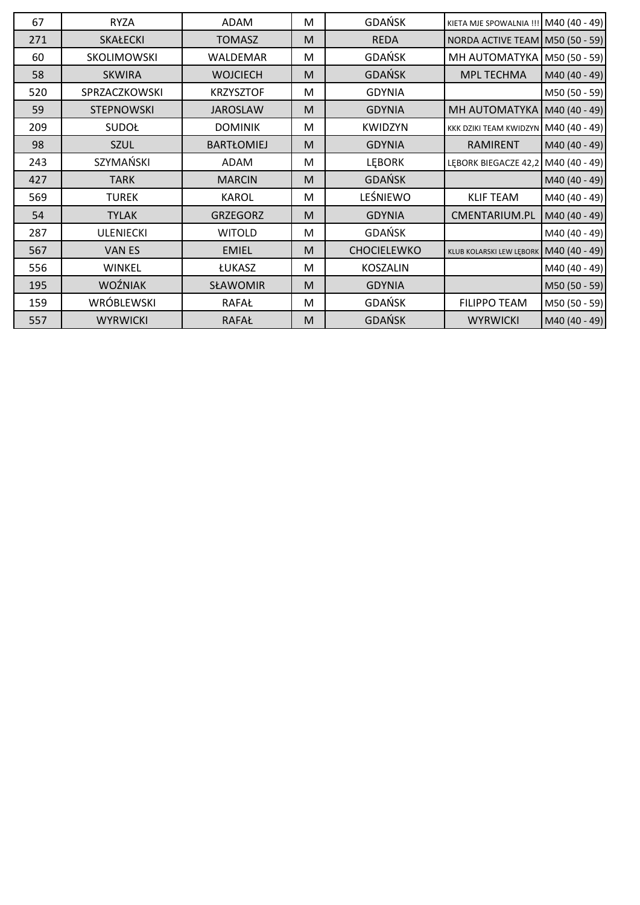| | | | | | | |
|---|---|---|---|---|---|---|
| 67 | RYZA | ADAM | M | GDAŃSK | KIETA MJE SPOWALNIA !!! | M40 (40 - 49) |
| 271 | SKAŁECKI | TOMASZ | M | REDA | NORDA ACTIVE TEAM | M50 (50 - 59) |
| 60 | SKOLIMOWSKI | WALDEMAR | M | GDAŃSK | MH AUTOMATYKA | M50 (50 - 59) |
| 58 | SKWIRA | WOJCIECH | M | GDAŃSK | MPL TECHMA | M40 (40 - 49) |
| 520 | SPRZACZKOWSKI | KRZYSZTOF | M | GDYNIA | | M50 (50 - 59) |
| 59 | STEPNOWSKI | JAROSLAW | M | GDYNIA | MH AUTOMATYKA | M40 (40 - 49) |
| 209 | SUDOŁ | DOMINIK | M | KWIDZYN | KKK DZIKI TEAM KWIDZYN | M40 (40 - 49) |
| 98 | SZUL | BARTŁOMIEJ | M | GDYNIA | RAMIRENT | M40 (40 - 49) |
| 243 | SZYMAŃSKI | ADAM | M | LĘBORK | LĘBORK BIEGACZE 42,2 | M40 (40 - 49) |
| 427 | TARK | MARCIN | M | GDAŃSK | | M40 (40 - 49) |
| 569 | TUREK | KAROL | M | LEŚNIEWO | KLIF TEAM | M40 (40 - 49) |
| 54 | TYLAK | GRZEGORZ | M | GDYNIA | CMENTARIUM.PL | M40 (40 - 49) |
| 287 | ULENIECKI | WITOLD | M | GDAŃSK | | M40 (40 - 49) |
| 567 | VAN ES | EMIEL | M | CHOCIELEWKO | KLUB KOLARSKI LEW LĘBORK | M40 (40 - 49) |
| 556 | WINKEL | ŁUKASZ | M | KOSZALIN | | M40 (40 - 49) |
| 195 | WOŹNIAK | SŁAWOMIR | M | GDYNIA | | M50 (50 - 59) |
| 159 | WRÓBLEWSKI | RAFAŁ | M | GDAŃSK | FILIPPO TEAM | M50 (50 - 59) |
| 557 | WYRWICKI | RAFAŁ | M | GDAŃSK | WYRWICKI | M40 (40 - 49) |